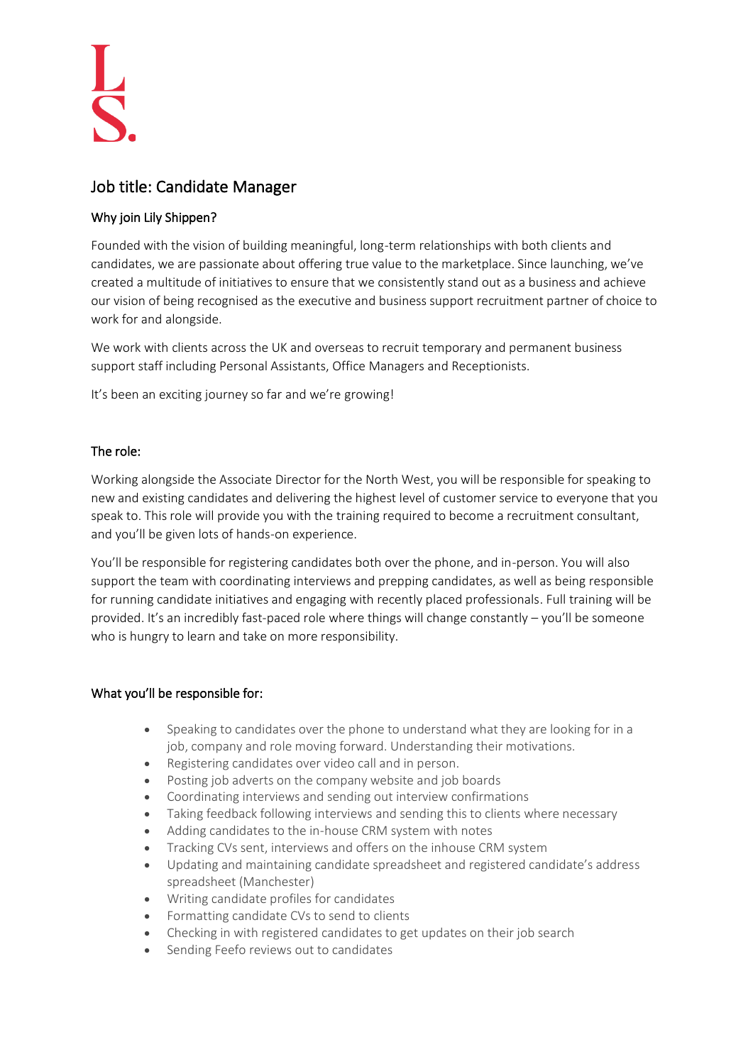L
S.

# Job title: Candidate Manager

## Why join Lily Shippen?

Founded with the vision of building meaningful, long-term relationships with both clients and candidates, we are passionate about offering true value to the marketplace. Since launching, we've created a multitude of initiatives to ensure that we consistently stand out as a business and achieve our vision of being recognised as the executive and business support recruitment partner of choice to work for and alongside.

We work with clients across the UK and overseas to recruit temporary and permanent business support staff including Personal Assistants, Office Managers and Receptionists.

It's been an exciting journey so far and we're growing!

## The role:

Working alongside the Associate Director for the North West, you will be responsible for speaking to new and existing candidates and delivering the highest level of customer service to everyone that you speak to. This role will provide you with the training required to become a recruitment consultant, and you'll be given lots of hands-on experience.

You'll be responsible for registering candidates both over the phone, and in-person. You will also support the team with coordinating interviews and prepping candidates, as well as being responsible for running candidate initiatives and engaging with recently placed professionals. Full training will be provided. It's an incredibly fast-paced role where things will change constantly – you'll be someone who is hungry to learn and take on more responsibility.

## What you'll be responsible for:

- Speaking to candidates over the phone to understand what they are looking for in a job, company and role moving forward. Understanding their motivations.
- Registering candidates over video call and in person.
- Posting job adverts on the company website and job boards
- Coordinating interviews and sending out interview confirmations
- Taking feedback following interviews and sending this to clients where necessary
- Adding candidates to the in-house CRM system with notes
- Tracking CVs sent, interviews and offers on the inhouse CRM system
- Updating and maintaining candidate spreadsheet and registered candidate's address spreadsheet (Manchester)
- Writing candidate profiles for candidates
- Formatting candidate CVs to send to clients
- Checking in with registered candidates to get updates on their job search
- Sending Feefo reviews out to candidates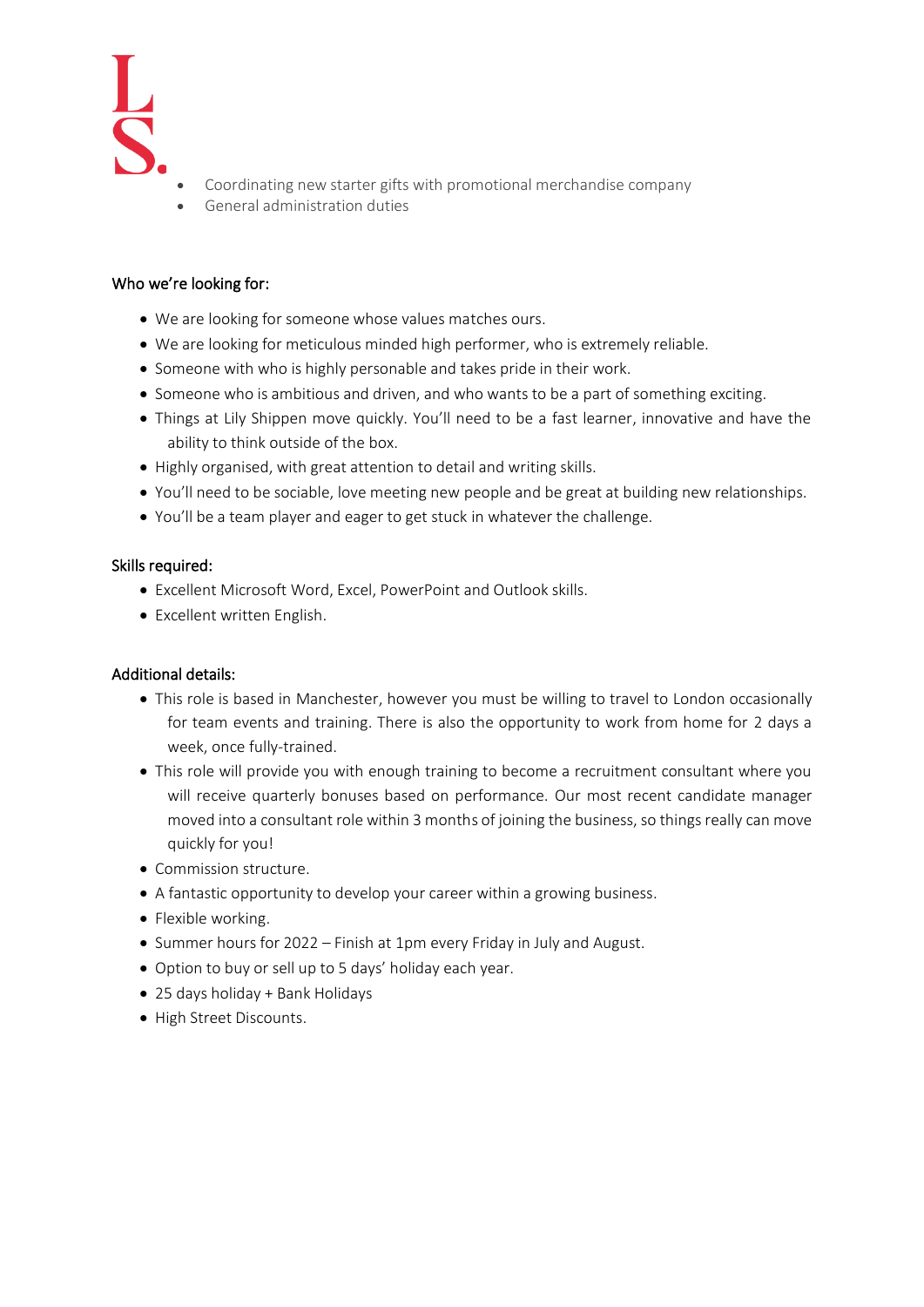- Coordinating new starter gifts with promotional merchandise company
- General administration duties

Who we're looking for:

- We are looking for someone whose values matches ours.
- We are looking for meticulous minded high performer, who is extremely reliable.
- Someone with who is highly personable and takes pride in their work.
- Someone who is ambitious and driven, and who wants to be a part of something exciting.
- Things at Lily Shippen move quickly. You'll need to be a fast learner, innovative and have the ability to think outside of the box.
- Highly organised, with great attention to detail and writing skills.
- You'll need to be sociable, love meeting new people and be great at building new relationships.
- You'll be a team player and eager to get stuck in whatever the challenge.

Skills required:

- Excellent Microsoft Word, Excel, PowerPoint and Outlook skills.
- Excellent written English.

Additional details:

- This role is based in Manchester, however you must be willing to travel to London occasionally for team events and training. There is also the opportunity to work from home for 2 days a week, once fully-trained.
- This role will provide you with enough training to become a recruitment consultant where you will receive quarterly bonuses based on performance. Our most recent candidate manager moved into a consultant role within 3 months of joining the business, so things really can move quickly for you!
- Commission structure.
- A fantastic opportunity to develop your career within a growing business.
- Flexible working.
- Summer hours for 2022 – Finish at 1pm every Friday in July and August.
- Option to buy or sell up to 5 days' holiday each year.
- 25 days holiday + Bank Holidays
- High Street Discounts.